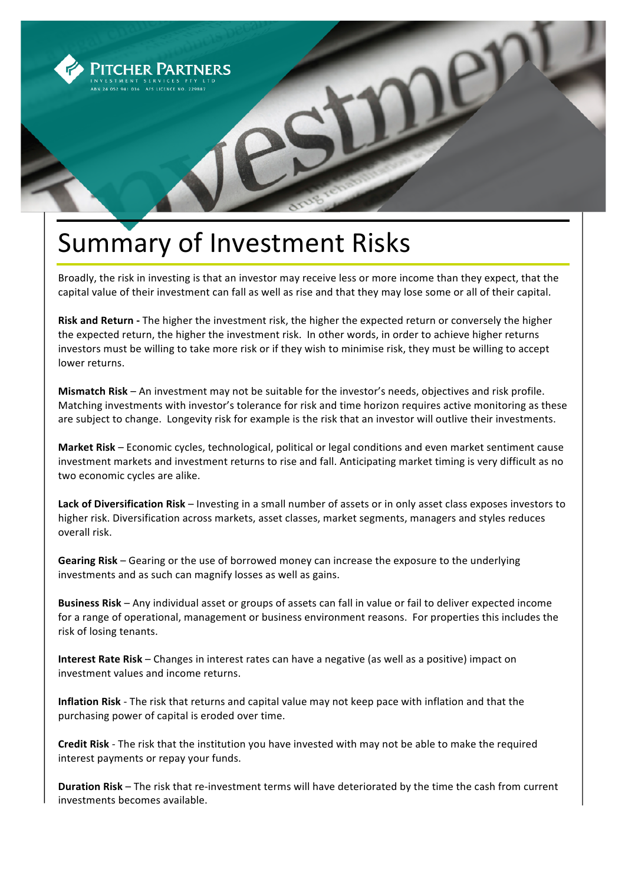# Summary of Investment Risks

Broadly, the risk in investing is that an investor may receive less or more income than they expect, that the capital value of their investment can fall as well as rise and that they may lose some or all of their capital.

**Risk and Return -** The higher the investment risk, the higher the expected return or conversely the higher the expected return, the higher the investment risk. In other words, in order to achieve higher returns investors must be willing to take more risk or if they wish to minimise risk, they must be willing to accept lower returns.

**Mismatch Risk** – An investment may not be suitable for the investor's needs, objectives and risk profile. Matching investments with investor's tolerance for risk and time horizon requires active monitoring as these are subject to change. Longevity risk for example is the risk that an investor will outlive their investments.

**Market Risk** – Economic cycles, technological, political or legal conditions and even market sentiment cause investment markets and investment returns to rise and fall. Anticipating market timing is very difficult as no two economic cycles are alike.

**Lack of Diversification Risk** – Investing in a small number of assets or in only asset class exposes investors to higher risk. Diversification across markets, asset classes, market segments, managers and styles reduces overall risk.

**Gearing Risk** – Gearing or the use of borrowed money can increase the exposure to the underlying investments and as such can magnify losses as well as gains.

**Business Risk** – Any individual asset or groups of assets can fall in value or fail to deliver expected income for a range of operational, management or business environment reasons. For properties this includes the risk of losing tenants.

**Interest Rate Risk** – Changes in interest rates can have a negative (as well as a positive) impact on investment values and income returns.

**Inflation Risk** - The risk that returns and capital value may not keep pace with inflation and that the purchasing power of capital is eroded over time.

**Credit Risk** - The risk that the institution you have invested with may not be able to make the required interest payments or repay your funds.

**Duration Risk** – The risk that re-investment terms will have deteriorated by the time the cash from current investments becomes available.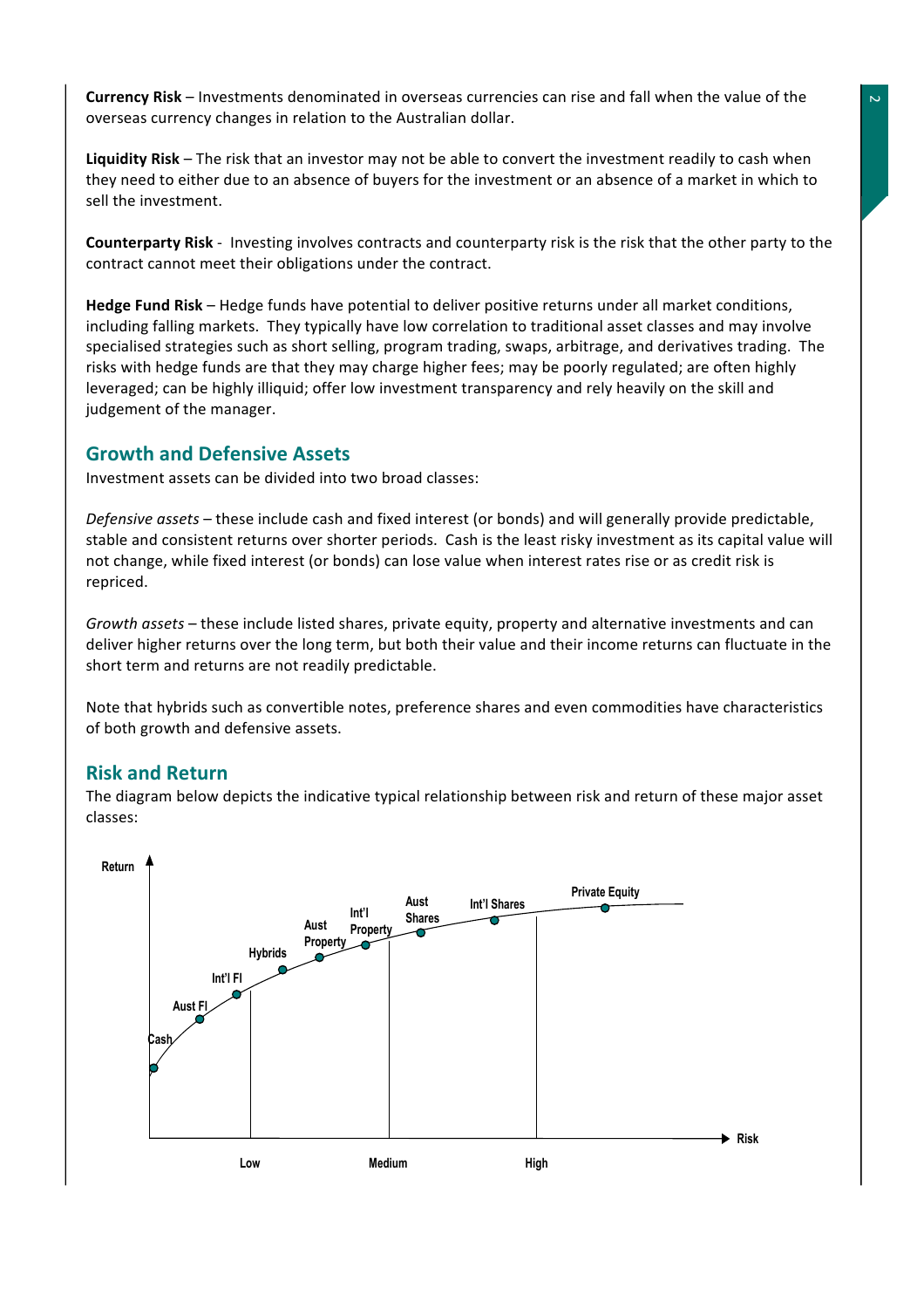**Currency Risk** – Investments denominated in overseas currencies can rise and fall when the value of the overseas currency changes in relation to the Australian dollar.

**Liquidity Risk** – The risk that an investor may not be able to convert the investment readily to cash when they need to either due to an absence of buyers for the investment or an absence of a market in which to sell the investment.

**Counterparty Risk** - Investing involves contracts and counterparty risk is the risk that the other party to the contract cannot meet their obligations under the contract.

**Hedge Fund Risk** – Hedge funds have potential to deliver positive returns under all market conditions, including falling markets. They typically have low correlation to traditional asset classes and may involve specialised strategies such as short selling, program trading, swaps, arbitrage, and derivatives trading. The risks with hedge funds are that they may charge higher fees; may be poorly regulated; are often highly leveraged; can be highly illiquid; offer low investment transparency and rely heavily on the skill and judgement of the manager.

## Growth and Defensive Assets

Investment assets can be divided into two broad classes:

*Defensive assets* – these include cash and fixed interest (or bonds) and will generally provide predictable, stable and consistent returns over shorter periods. Cash is the least risky investment as its capital value will not change, while fixed interest (or bonds) can lose value when interest rates rise or as credit risk is repriced.

*Growth assets* – these include listed shares, private equity, property and alternative investments and can deliver higher returns over the long term, but both their value and their income returns can fluctuate in the short term and returns are not readily predictable.

Note that hybrids such as convertible notes, preference shares and even commodities have characteristics of both growth and defensive assets.

## Risk and Return

The diagram below depicts the indicative typical relationship between risk and return of these major asset classes:

Return

Cash, Aust FI, Int'l FI, Hybrids, Aust Property, Int'l Property, Aust Shares, Int'l Shares, Private Equity

Low, Medium, High

Risk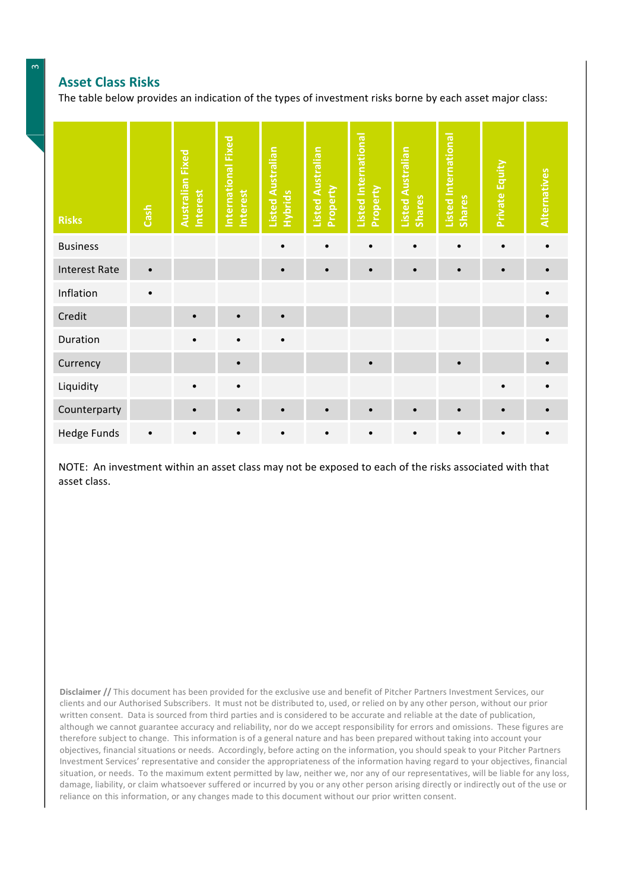## Asset Class Risks

The table below provides an indication of the types of investment risks borne by each asset major class:

| Risks | Cash | Australian Fixed Interest | International Fixed Interest | Listed Australian Hybrids | Listed Australian Property | Listed International Property | Listed Australian Shares | Listed International Shares | Private Equity | Alternatives |
|---|---|---|---|---|---|---|---|---|---|---|
| Business | | | | • | • | • | • | • | • | • |
| Interest Rate | • | | | • | • | • | • | • | • | • |
| Inflation | • | | | | | | | | | • |
| Credit | | • | • | • | | | | | | • |
| Duration | | • | • | • | | | | | | • |
| Currency | | | • | | | • | | • | | • |
| Liquidity | | • | • | | | | | | • | • |
| Counterparty | | • | • | • | • | • | • | • | • | • |
| Hedge Funds | • | • | • | • | • | • | • | • | • | • |

NOTE: An investment within an asset class may not be exposed to each of the risks associated with that asset class.

**Disclaimer //** This document has been provided for the exclusive use and benefit of Pitcher Partners Investment Services, our clients and our Authorised Subscribers. It must not be distributed to, used, or relied on by any other person, without our prior written consent. Data is sourced from third parties and is considered to be accurate and reliable at the date of publication, although we cannot guarantee accuracy and reliability, nor do we accept responsibility for errors and omissions. These figures are therefore subject to change. This information is of a general nature and has been prepared without taking into account your objectives, financial situations or needs. Accordingly, before acting on the information, you should speak to your Pitcher Partners Investment Services' representative and consider the appropriateness of the information having regard to your objectives, financial situation, or needs. To the maximum extent permitted by law, neither we, nor any of our representatives, will be liable for any loss, damage, liability, or claim whatsoever suffered or incurred by you or any other person arising directly or indirectly out of the use or reliance on this information, or any changes made to this document without our prior written consent.